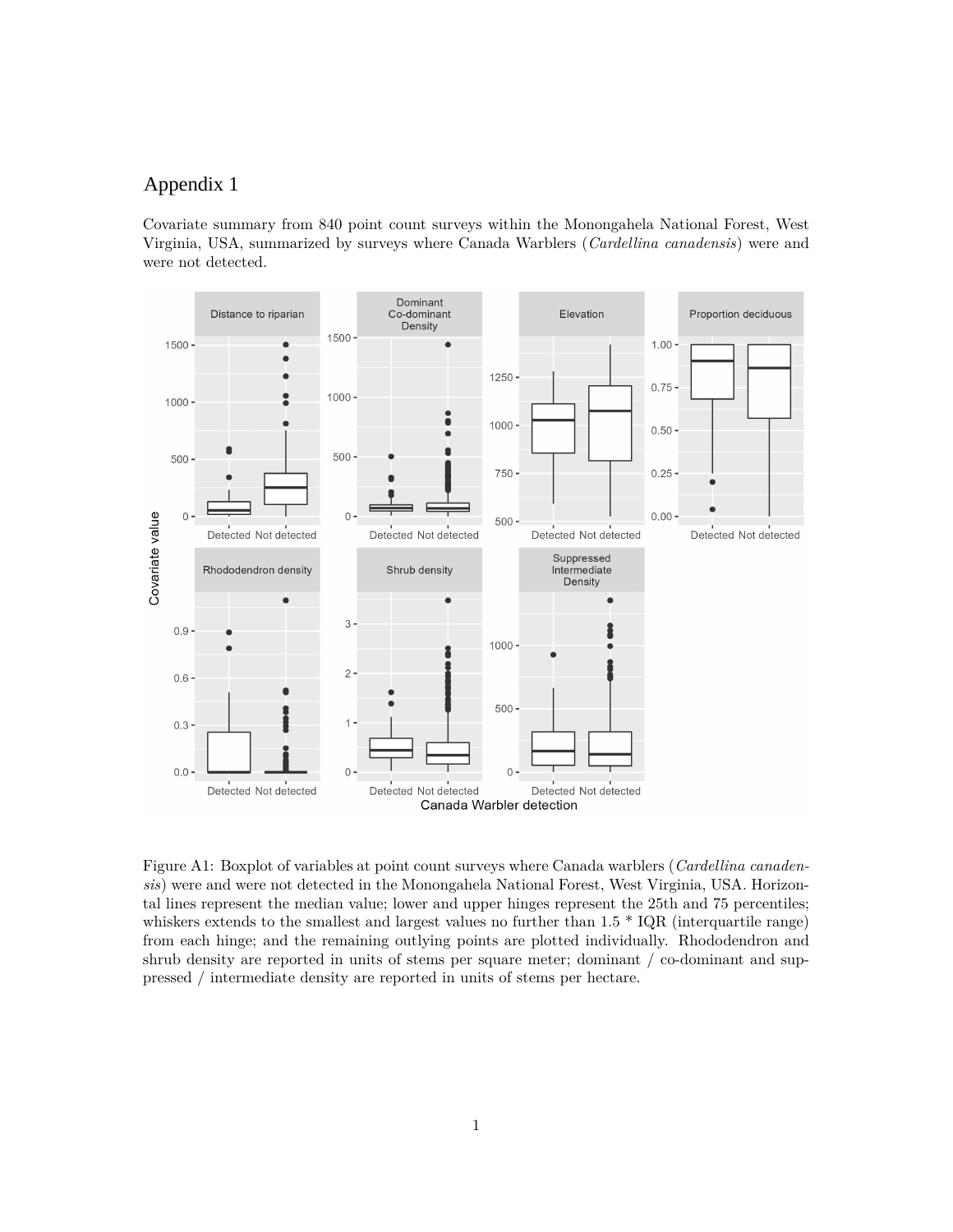# Appendix 1

Covariate summary from 840 point count surveys within the Monongahela National Forest, West Virginia, USA, summarized by surveys where Canada Warblers (*Cardellina canadensis*) were and were not detected.

Figure A1: Boxplot of variables at point count surveys where Canada warblers (*Cardellina canadensis*) were and were not detected in the Monongahela National Forest, West Virginia, USA. Horizontal lines represent the median value; lower and upper hinges represent the 25th and 75 percentiles; whiskers extends to the smallest and largest values no further than 1.5 * IQR (interquartile range) from each hinge; and the remaining outlying points are plotted individually. Rhododendron and shrub density are reported in units of stems per square meter; dominant / co-dominant and suppressed / intermediate density are reported in units of stems per hectare.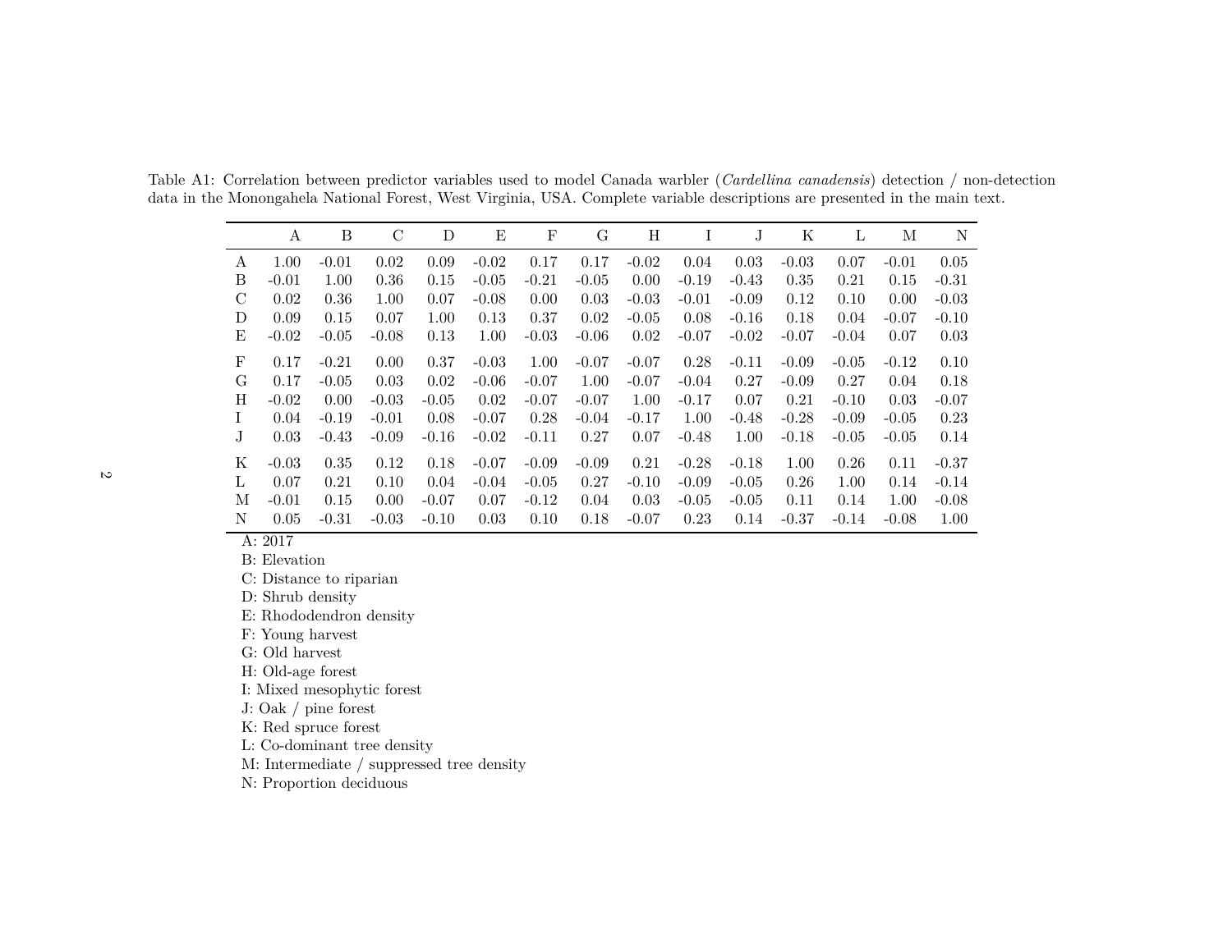Table A1: Correlation between predictor variables used to model Canada warbler (*Cardellina canadensis*) detection / non-detection data in the Monongahela National Forest, West Virginia, USA. Complete variable descriptions are presented in the main text.

| | A | B | C | D | E | F | G | H | I | J | K | L | M | N |
|---|---|---|---|---|---|---|---|---|---|---|---|---|---|---|
| A | 1.00 | -0.01 | 0.02 | 0.09 | -0.02 | 0.17 | 0.17 | -0.02 | 0.04 | 0.03 | -0.03 | 0.07 | -0.01 | 0.05 |
| B | -0.01 | 1.00 | 0.36 | 0.15 | -0.05 | -0.21 | -0.05 | 0.00 | -0.19 | -0.43 | 0.35 | 0.21 | 0.15 | -0.31 |
| C | 0.02 | 0.36 | 1.00 | 0.07 | -0.08 | 0.00 | 0.03 | -0.03 | -0.01 | -0.09 | 0.12 | 0.10 | 0.00 | -0.03 |
| D | 0.09 | 0.15 | 0.07 | 1.00 | 0.13 | 0.37 | 0.02 | -0.05 | 0.08 | -0.16 | 0.18 | 0.04 | -0.07 | -0.10 |
| E | -0.02 | -0.05 | -0.08 | 0.13 | 1.00 | -0.03 | -0.06 | 0.02 | -0.07 | -0.02 | -0.07 | -0.04 | 0.07 | 0.03 |
| F | 0.17 | -0.21 | 0.00 | 0.37 | -0.03 | 1.00 | -0.07 | -0.07 | 0.28 | -0.11 | -0.09 | -0.05 | -0.12 | 0.10 |
| G | 0.17 | -0.05 | 0.03 | 0.02 | -0.06 | -0.07 | 1.00 | -0.07 | -0.04 | 0.27 | -0.09 | 0.27 | 0.04 | 0.18 |
| H | -0.02 | 0.00 | -0.03 | -0.05 | 0.02 | -0.07 | -0.07 | 1.00 | -0.17 | 0.07 | 0.21 | -0.10 | 0.03 | -0.07 |
| I | 0.04 | -0.19 | -0.01 | 0.08 | -0.07 | 0.28 | -0.04 | -0.17 | 1.00 | -0.48 | -0.28 | -0.09 | -0.05 | 0.23 |
| J | 0.03 | -0.43 | -0.09 | -0.16 | -0.02 | -0.11 | 0.27 | 0.07 | -0.48 | 1.00 | -0.18 | -0.05 | -0.05 | 0.14 |
| K | -0.03 | 0.35 | 0.12 | 0.18 | -0.07 | -0.09 | -0.09 | 0.21 | -0.28 | -0.18 | 1.00 | 0.26 | 0.11 | -0.37 |
| L | 0.07 | 0.21 | 0.10 | 0.04 | -0.04 | -0.05 | 0.27 | -0.10 | -0.09 | -0.05 | 0.26 | 1.00 | 0.14 | -0.14 |
| M | -0.01 | 0.15 | 0.00 | -0.07 | 0.07 | -0.12 | 0.04 | 0.03 | -0.05 | -0.05 | 0.11 | 0.14 | 1.00 | -0.08 |
| N | 0.05 | -0.31 | -0.03 | -0.10 | 0.03 | 0.10 | 0.18 | -0.07 | 0.23 | 0.14 | -0.37 | -0.14 | -0.08 | 1.00 |

A: 2017
B: Elevation
C: Distance to riparian
D: Shrub density
E: Rhododendron density
F: Young harvest
G: Old harvest
H: Old-age forest
I: Mixed mesophytic forest
J: Oak / pine forest
K: Red spruce forest
L: Co-dominant tree density
M: Intermediate / suppressed tree density
N: Proportion deciduous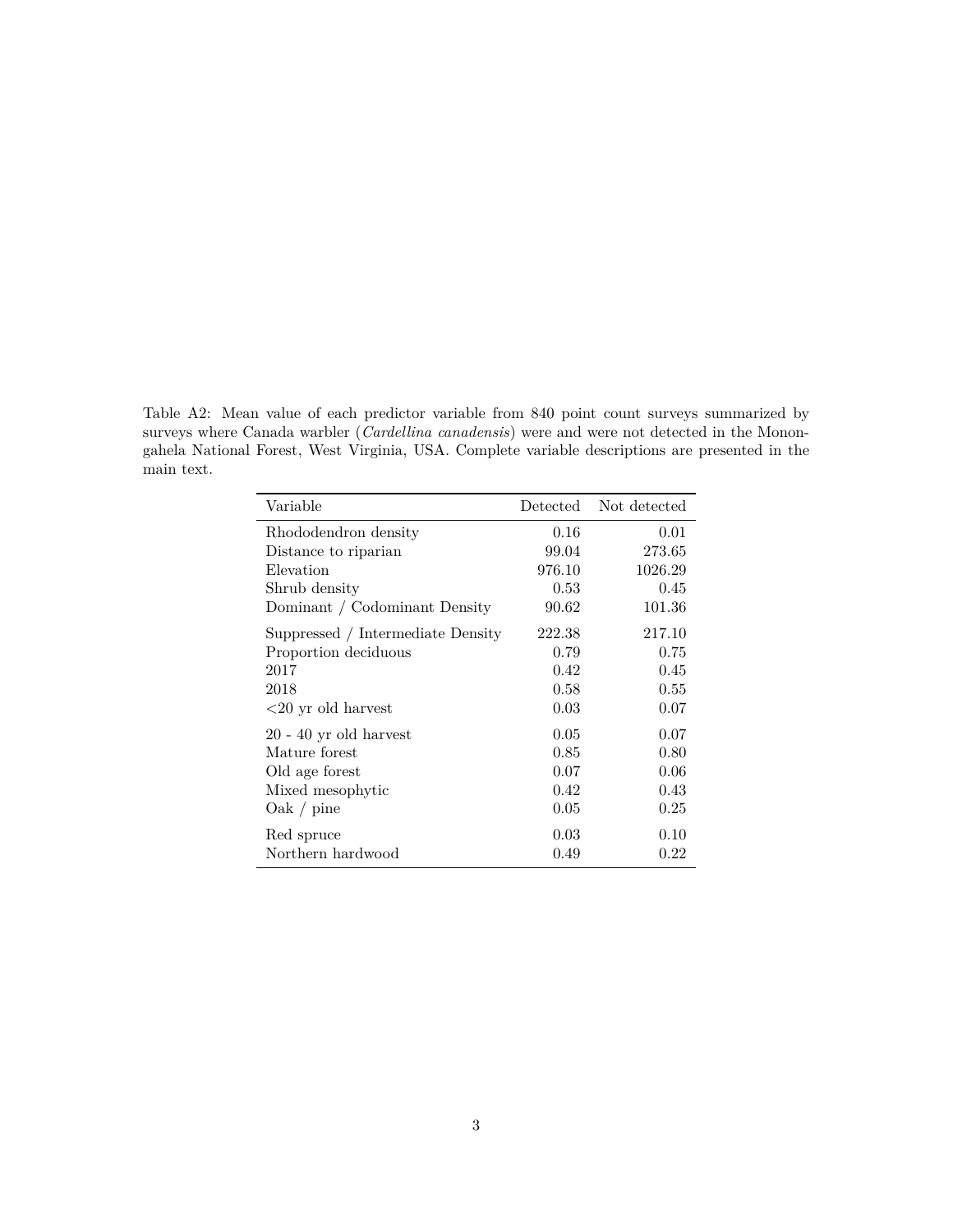Table A2: Mean value of each predictor variable from 840 point count surveys summarized by surveys where Canada warbler (*Cardellina canadensis*) were and were not detected in the Monongahela National Forest, West Virginia, USA. Complete variable descriptions are presented in the main text.

| Variable | Detected | Not detected |
|---|---|---|
| Rhododendron density | 0.16 | 0.01 |
| Distance to riparian | 99.04 | 273.65 |
| Elevation | 976.10 | 1026.29 |
| Shrub density | 0.53 | 0.45 |
| Dominant / Codominant Density | 90.62 | 101.36 |
| Suppressed / Intermediate Density | 222.38 | 217.10 |
| Proportion deciduous | 0.79 | 0.75 |
| 2017 | 0.42 | 0.45 |
| 2018 | 0.58 | 0.55 |
| <20 yr old harvest | 0.03 | 0.07 |
| 20 - 40 yr old harvest | 0.05 | 0.07 |
| Mature forest | 0.85 | 0.80 |
| Old age forest | 0.07 | 0.06 |
| Mixed mesophytic | 0.42 | 0.43 |
| Oak / pine | 0.05 | 0.25 |
| Red spruce | 0.03 | 0.10 |
| Northern hardwood | 0.49 | 0.22 |